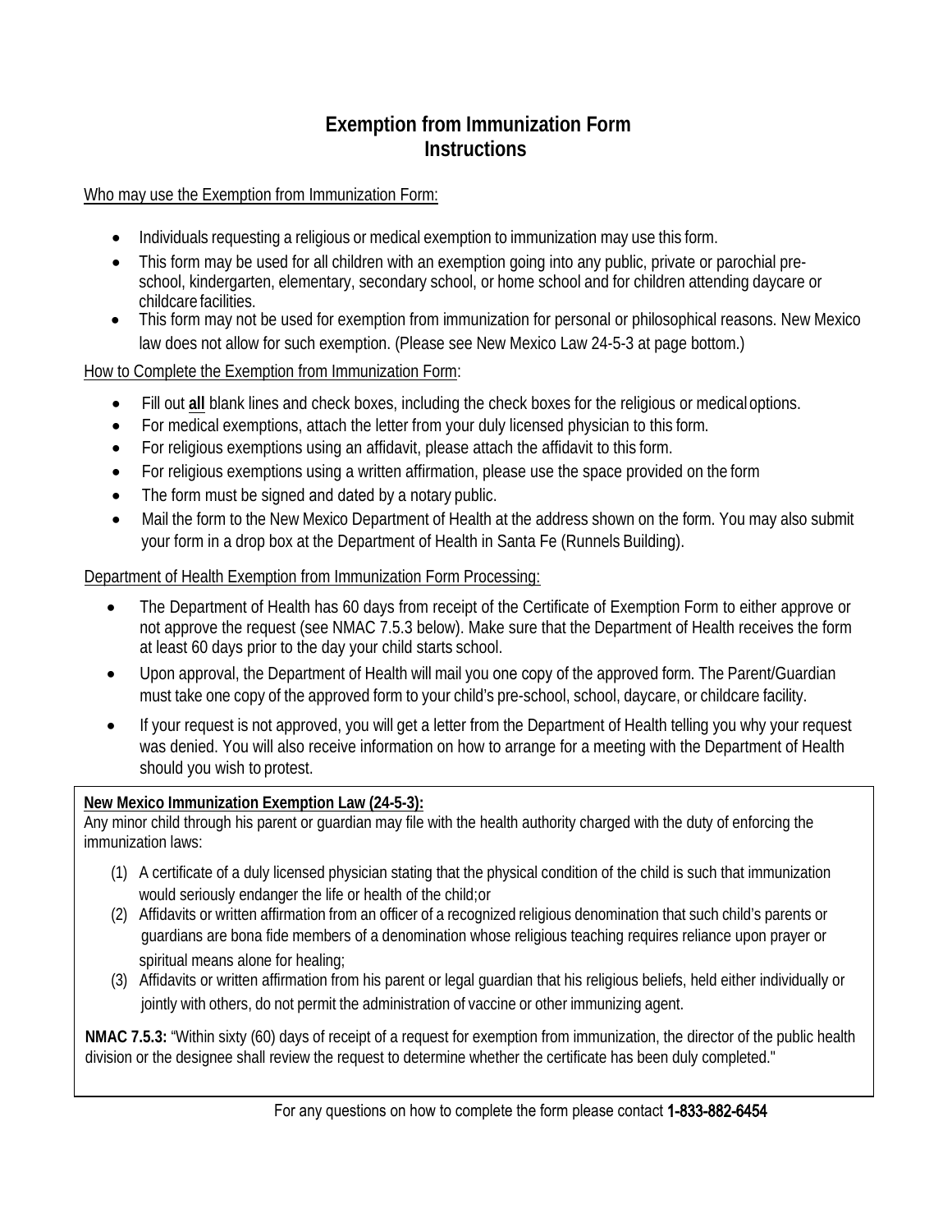# Exemption from Immunization Form Instructions

Who may use the Exemption from Immunization Form:

- Individuals requesting a religious or medical exemption to immunization may use this form.
- This form may be used for all children with an exemption going into any public, private or parochial pre-school, kindergarten, elementary, secondary school, or home school and for children attending daycare or childcare facilities.
- This form may not be used for exemption from immunization for personal or philosophical reasons. New Mexico law does not allow for such exemption. (Please see New Mexico Law 24-5-3 at page bottom.)

How to Complete the Exemption from Immunization Form:

- Fill out **all** blank lines and check boxes, including the check boxes for the religious or medical options.
- For medical exemptions, attach the letter from your duly licensed physician to this form.
- For religious exemptions using an affidavit, please attach the affidavit to this form.
- For religious exemptions using a written affirmation, please use the space provided on the form
- The form must be signed and dated by a notary public.
- Mail the form to the New Mexico Department of Health at the address shown on the form. You may also submit your form in a drop box at the Department of Health in Santa Fe (Runnels Building).

Department of Health Exemption from Immunization Form Processing:

- The Department of Health has 60 days from receipt of the Certificate of Exemption Form to either approve or not approve the request (see NMAC 7.5.3 below). Make sure that the Department of Health receives the form at least 60 days prior to the day your child starts school.
- Upon approval, the Department of Health will mail you one copy of the approved form. The Parent/Guardian must take one copy of the approved form to your child's pre-school, school, daycare, or childcare facility.
- If your request is not approved, you will get a letter from the Department of Health telling you why your request was denied. You will also receive information on how to arrange for a meeting with the Department of Health should you wish to protest.

**New Mexico Immunization Exemption Law (24-5-3):**
Any minor child through his parent or guardian may file with the health authority charged with the duty of enforcing the immunization laws:

(1) A certificate of a duly licensed physician stating that the physical condition of the child is such that immunization would seriously endanger the life or health of the child;or
(2) Affidavits or written affirmation from an officer of a recognized religious denomination that such child's parents or guardians are bona fide members of a denomination whose religious teaching requires reliance upon prayer or spiritual means alone for healing;
(3) Affidavits or written affirmation from his parent or legal guardian that his religious beliefs, held either individually or jointly with others, do not permit the administration of vaccine or other immunizing agent.

**NMAC 7.5.3:** "Within sixty (60) days of receipt of a request for exemption from immunization, the director of the public health division or the designee shall review the request to determine whether the certificate has been duly completed."

For any questions on how to complete the form please contact **1-833-882-6454**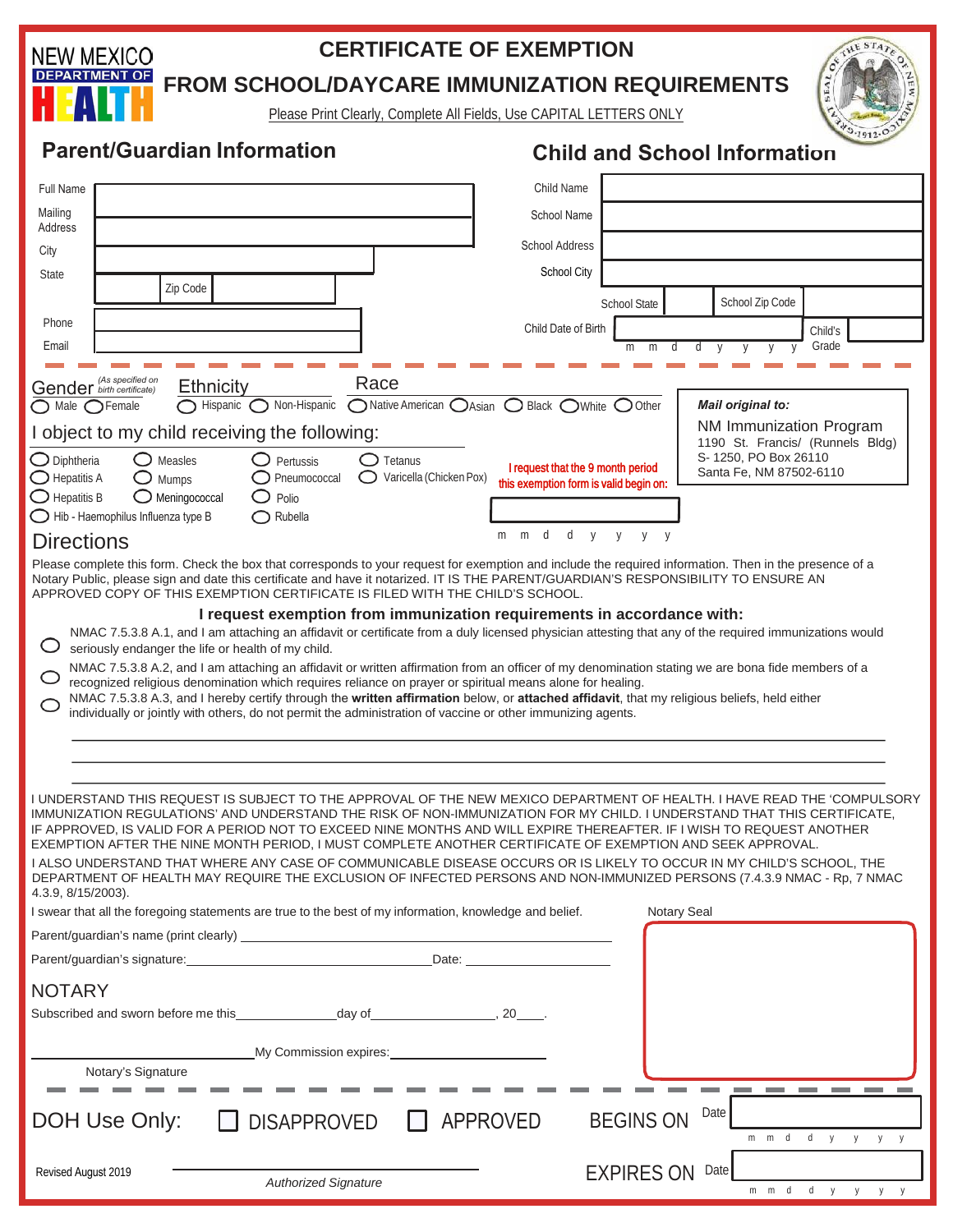NEW MEXICO
DEPARTMENT OF HEALTH

# CERTIFICATE OF EXEMPTION

# FROM SCHOOL/DAYCARE IMMUNIZATION REQUIREMENTS

Please Print Clearly, Complete All Fields, Use CAPITAL LETTERS ONLY

## Parent/Guardian Information

Full Name

Mailing Address

City

State

Zip Code

Phone

Email

## Child and School Information

Child Name

School Name

School Address

School City

School State

School Zip Code

Child Date of Birth (m m d d y y y y)

Child's Grade

Gender (As specified on birth certificate) ◯ Male ◯ Female

Ethnicity ◯ Hispanic ◯ Non-Hispanic

Race ◯ Native American ◯ Asian ◯ Black ◯ White ◯ Other

*Mail original to:*

NM Immunization Program
1190 St. Francis/ (Runnels Bldg)
S- 1250, PO Box 26110
Santa Fe, NM 87502-6110

I object to my child receiving the following:

◯ Diphtheria ◯ Measles ◯ Pertussis ◯ Tetanus
◯ Hepatitis A ◯ Mumps ◯ Pneumococcal ◯ Varicella (Chicken Pox)
◯ Hepatitis B ◯ Meningococcal ◯ Polio
◯ Hib - Haemophilus Influenza type B ◯ Rubella

I request that the 9 month period this exemption form is valid begin on: (m m d d y y y y)

## Directions

Please complete this form. Check the box that corresponds to your request for exemption and include the required information. Then in the presence of a Notary Public, please sign and date this certificate and have it notarized. IT IS THE PARENT/GUARDIAN'S RESPONSIBILITY TO ENSURE AN APPROVED COPY OF THIS EXEMPTION CERTIFICATE IS FILED WITH THE CHILD'S SCHOOL.

**I request exemption from immunization requirements in accordance with:**

◯ NMAC 7.5.3.8 A.1, and I am attaching an affidavit or certificate from a duly licensed physician attesting that any of the required immunizations would seriously endanger the life or health of my child.

◯ NMAC 7.5.3.8 A.2, and I am attaching an affidavit or written affirmation from an officer of my denomination stating we are bona fide members of a recognized religious denomination which requires reliance on prayer or spiritual means alone for healing.

◯ NMAC 7.5.3.8 A.3, and I hereby certify through the **written affirmation** below, or **attached affidavit**, that my religious beliefs, held either individually or jointly with others, do not permit the administration of vaccine or other immunizing agents.

______________________________________________

______________________________________________

______________________________________________

I UNDERSTAND THIS REQUEST IS SUBJECT TO THE APPROVAL OF THE NEW MEXICO DEPARTMENT OF HEALTH. I HAVE READ THE 'COMPULSORY IMMUNIZATION REGULATIONS' AND UNDERSTAND THE RISK OF NON-IMMUNIZATION FOR MY CHILD. I UNDERSTAND THAT THIS CERTIFICATE, IF APPROVED, IS VALID FOR A PERIOD NOT TO EXCEED NINE MONTHS AND WILL EXPIRE THEREAFTER. IF I WISH TO REQUEST ANOTHER EXEMPTION AFTER THE NINE MONTH PERIOD, I MUST COMPLETE ANOTHER CERTIFICATE OF EXEMPTION AND SEEK APPROVAL.

I ALSO UNDERSTAND THAT WHERE ANY CASE OF COMMUNICABLE DISEASE OCCURS OR IS LIKELY TO OCCUR IN MY CHILD'S SCHOOL, THE DEPARTMENT OF HEALTH MAY REQUIRE THE EXCLUSION OF INFECTED PERSONS AND NON-IMMUNIZED PERSONS (7.4.3.9 NMAC - Rp, 7 NMAC 4.3.9, 8/15/2003).

I swear that all the foregoing statements are true to the best of my information, knowledge and belief.

Parent/guardian's name (print clearly) ______________________

Parent/guardian's signature: ______________________ Date: ____________

Notary Seal

## NOTARY

Subscribed and sworn before me this __________ day of ______________, 20____.

______________________ My Commission expires: ______________________

Notary's Signature

DOH Use Only: ☐ DISAPPROVED ☐ APPROVED BEGINS ON Date (m m d d y y y y)

EXPIRES ON Date (m m d d y y y y)

______________________
*Authorized Signature*

Revised August 2019